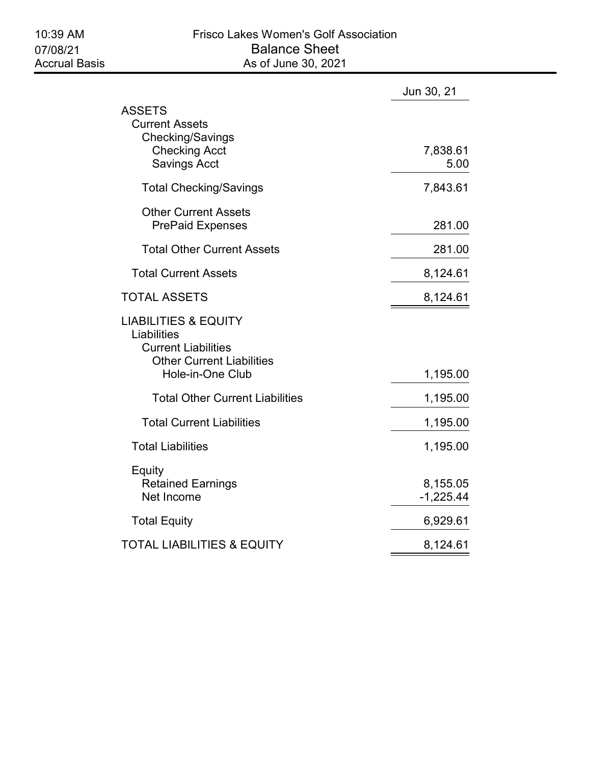10:39 AM
07/08/21
Accrual Basis

# Frisco Lakes Women's Golf Association

## Balance Sheet

As of June 30, 2021

| | Jun 30, 21 |
|---|---|
| **ASSETS** | |
| Current Assets | |
| Checking/Savings | |
| Checking Acct | 7,838.61 |
| Savings Acct | 5.00 |
| Total Checking/Savings | 7,843.61 |
| Other Current Assets | |
| PrePaid Expenses | 281.00 |
| Total Other Current Assets | 281.00 |
| Total Current Assets | 8,124.61 |
| **TOTAL ASSETS** | 8,124.61 |
| **LIABILITIES & EQUITY** | |
| Liabilities | |
| Current Liabilities | |
| Other Current Liabilities | |
| Hole-in-One Club | 1,195.00 |
| Total Other Current Liabilities | 1,195.00 |
| Total Current Liabilities | 1,195.00 |
| Total Liabilities | 1,195.00 |
| Equity | |
| Retained Earnings | 8,155.05 |
| Net Income | -1,225.44 |
| Total Equity | 6,929.61 |
| **TOTAL LIABILITIES & EQUITY** | 8,124.61 |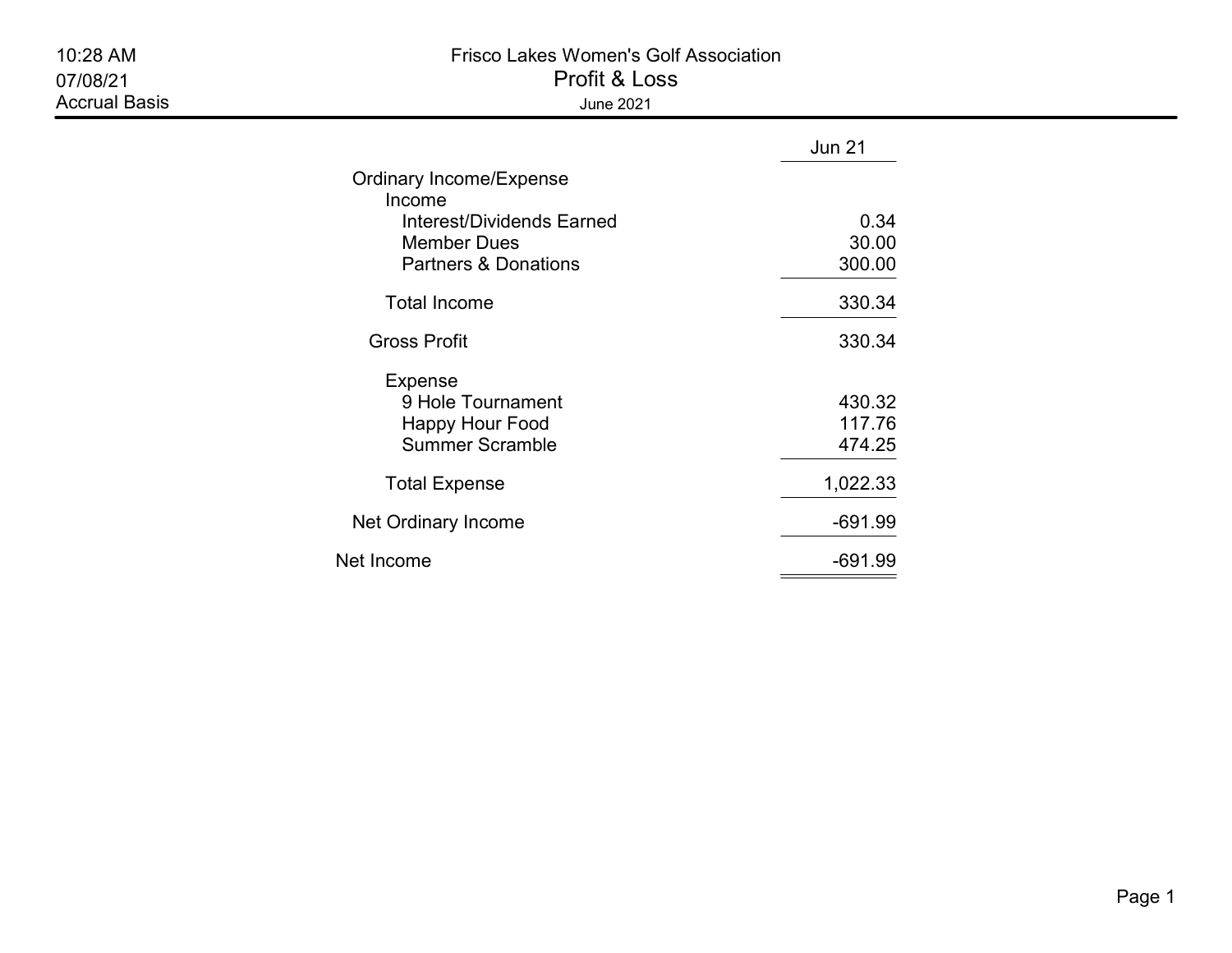# Frisco Lakes Women's Golf Association

## Profit & Loss

June 2021

10:28 AM
07/08/21
Accrual Basis

| | Jun 21 |
|---|---|
| Ordinary Income/Expense | |
| Income | |
| Interest/Dividends Earned | 0.34 |
| Member Dues | 30.00 |
| Partners & Donations | 300.00 |
| Total Income | 330.34 |
| Gross Profit | 330.34 |
| Expense | |
| 9 Hole Tournament | 430.32 |
| Happy Hour Food | 117.76 |
| Summer Scramble | 474.25 |
| Total Expense | 1,022.33 |
| Net Ordinary Income | -691.99 |
| Net Income | -691.99 |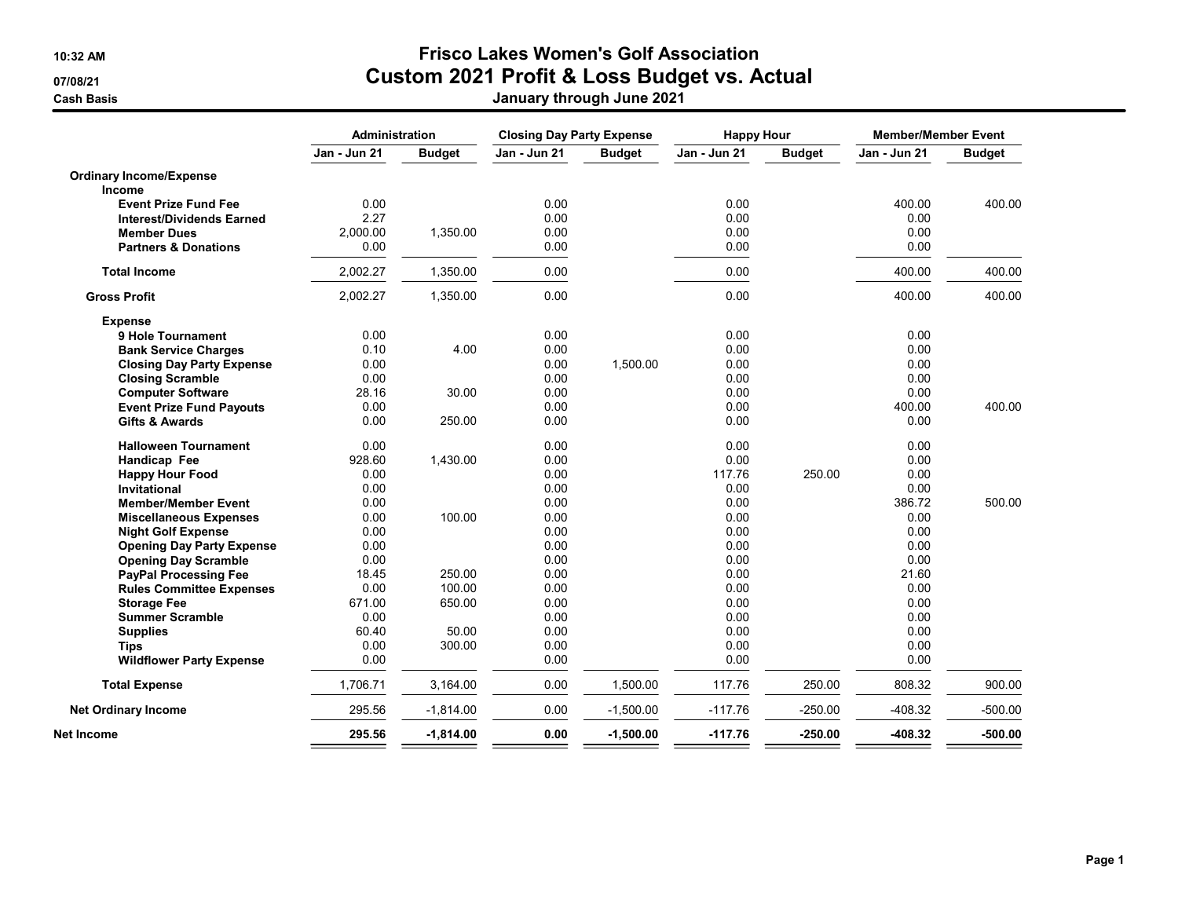10:32 AM

07/08/21

Cash Basis

# Frisco Lakes Women's Golf Association
## Custom 2021 Profit & Loss Budget vs. Actual
### January through June 2021

| | Administration | | Closing Day Party Expense | | Happy Hour | | Member/Member Event | |
|---|---|---|---|---|---|---|---|---|
| | Jan - Jun 21 | Budget | Jan - Jun 21 | Budget | Jan - Jun 21 | Budget | Jan - Jun 21 | Budget |
| **Ordinary Income/Expense** | | | | | | | | |
| **Income** | | | | | | | | |
| **Event Prize Fund Fee** | 0.00 | | 0.00 | | 0.00 | | 400.00 | 400.00 |
| **Interest/Dividends Earned** | 2.27 | | 0.00 | | 0.00 | | 0.00 | |
| **Member Dues** | 2,000.00 | 1,350.00 | 0.00 | | 0.00 | | 0.00 | |
| **Partners & Donations** | 0.00 | | 0.00 | | 0.00 | | 0.00 | |
| **Total Income** | 2,002.27 | 1,350.00 | 0.00 | | 0.00 | | 400.00 | 400.00 |
| **Gross Profit** | 2,002.27 | 1,350.00 | 0.00 | | 0.00 | | 400.00 | 400.00 |
| **Expense** | | | | | | | | |
| **9 Hole Tournament** | 0.00 | | 0.00 | | 0.00 | | 0.00 | |
| **Bank Service Charges** | 0.10 | 4.00 | 0.00 | | 0.00 | | 0.00 | |
| **Closing Day Party Expense** | 0.00 | | 0.00 | 1,500.00 | 0.00 | | 0.00 | |
| **Closing Scramble** | 0.00 | | 0.00 | | 0.00 | | 0.00 | |
| **Computer Software** | 28.16 | 30.00 | 0.00 | | 0.00 | | 0.00 | |
| **Event Prize Fund Payouts** | 0.00 | | 0.00 | | 0.00 | | 400.00 | 400.00 |
| **Gifts & Awards** | 0.00 | 250.00 | 0.00 | | 0.00 | | 0.00 | |
| **Halloween Tournament** | 0.00 | | 0.00 | | 0.00 | | 0.00 | |
| **Handicap Fee** | 928.60 | 1,430.00 | 0.00 | | 0.00 | | 0.00 | |
| **Happy Hour Food** | 0.00 | | 0.00 | | 117.76 | 250.00 | 0.00 | |
| **Invitational** | 0.00 | | 0.00 | | 0.00 | | 0.00 | |
| **Member/Member Event** | 0.00 | | 0.00 | | 0.00 | | 386.72 | 500.00 |
| **Miscellaneous Expenses** | 0.00 | 100.00 | 0.00 | | 0.00 | | 0.00 | |
| **Night Golf Expense** | 0.00 | | 0.00 | | 0.00 | | 0.00 | |
| **Opening Day Party Expense** | 0.00 | | 0.00 | | 0.00 | | 0.00 | |
| **Opening Day Scramble** | 0.00 | | 0.00 | | 0.00 | | 0.00 | |
| **PayPal Processing Fee** | 18.45 | 250.00 | 0.00 | | 0.00 | | 21.60 | |
| **Rules Committee Expenses** | 0.00 | 100.00 | 0.00 | | 0.00 | | 0.00 | |
| **Storage Fee** | 671.00 | 650.00 | 0.00 | | 0.00 | | 0.00 | |
| **Summer Scramble** | 0.00 | | 0.00 | | 0.00 | | 0.00 | |
| **Supplies** | 60.40 | 50.00 | 0.00 | | 0.00 | | 0.00 | |
| **Tips** | 0.00 | 300.00 | 0.00 | | 0.00 | | 0.00 | |
| **Wildflower Party Expense** | 0.00 | | 0.00 | | 0.00 | | 0.00 | |
| **Total Expense** | 1,706.71 | 3,164.00 | 0.00 | 1,500.00 | 117.76 | 250.00 | 808.32 | 900.00 |
| **Net Ordinary Income** | 295.56 | -1,814.00 | 0.00 | -1,500.00 | -117.76 | -250.00 | -408.32 | -500.00 |
| **Net Income** | **295.56** | **-1,814.00** | **0.00** | **-1,500.00** | **-117.76** | **-250.00** | **-408.32** | **-500.00** |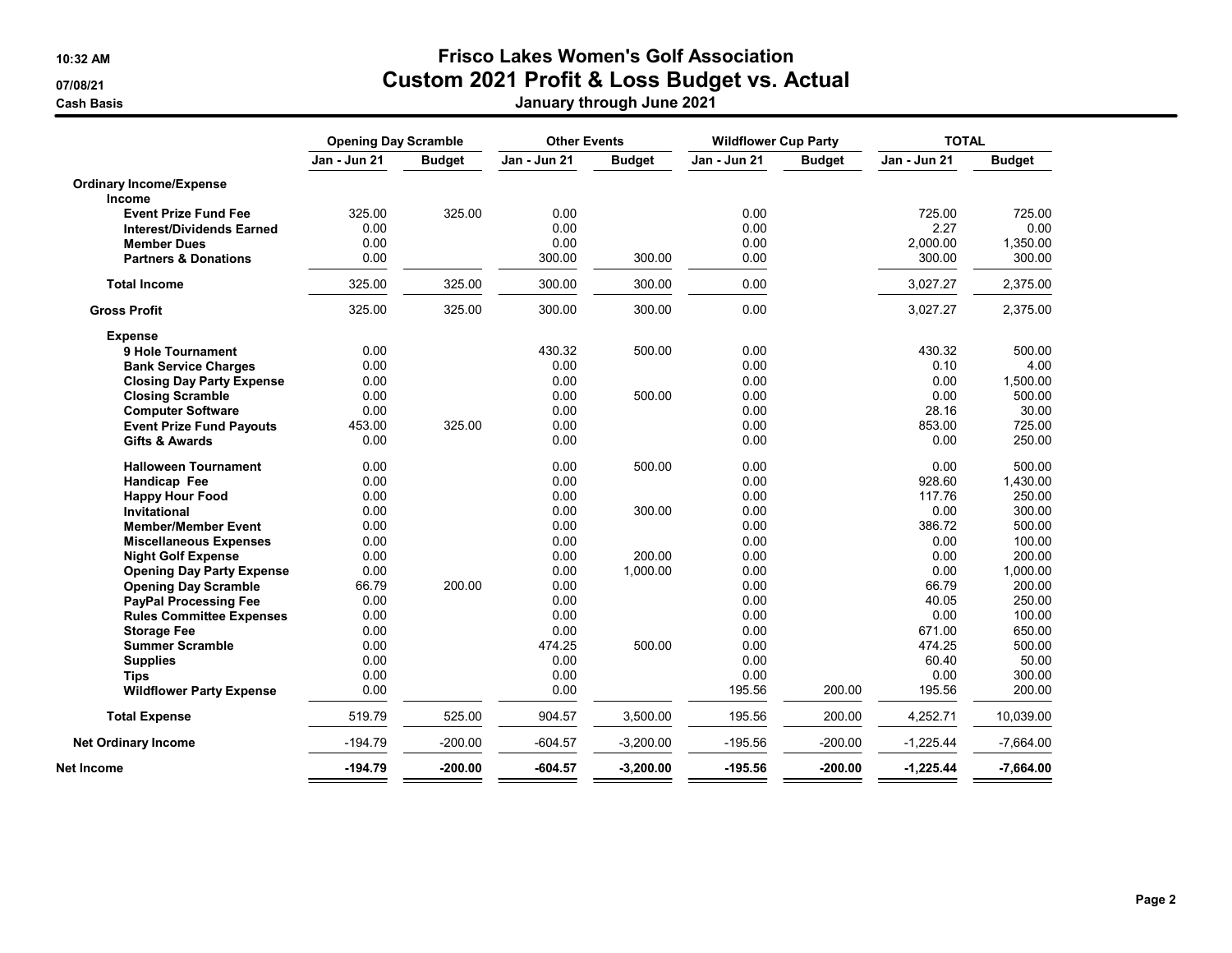10:32 AM

07/08/21

Cash Basis

# Frisco Lakes Women's Golf Association
# Custom 2021 Profit & Loss Budget vs. Actual
## January through June 2021

| | Opening Day Scramble | | Other Events | | Wildflower Cup Party | | TOTAL | |
|---|---|---|---|---|---|---|---|---|
| | Jan - Jun 21 | Budget | Jan - Jun 21 | Budget | Jan - Jun 21 | Budget | Jan - Jun 21 | Budget |
| **Ordinary Income/Expense** | | | | | | | | |
| **Income** | | | | | | | | |
| **Event Prize Fund Fee** | 325.00 | 325.00 | 0.00 | | 0.00 | | 725.00 | 725.00 |
| **Interest/Dividends Earned** | 0.00 | | 0.00 | | 0.00 | | 2.27 | 0.00 |
| **Member Dues** | 0.00 | | 0.00 | | 0.00 | | 2,000.00 | 1,350.00 |
| **Partners & Donations** | 0.00 | | 300.00 | 300.00 | 0.00 | | 300.00 | 300.00 |
| **Total Income** | 325.00 | 325.00 | 300.00 | 300.00 | 0.00 | | 3,027.27 | 2,375.00 |
| **Gross Profit** | 325.00 | 325.00 | 300.00 | 300.00 | 0.00 | | 3,027.27 | 2,375.00 |
| **Expense** | | | | | | | | |
| **9 Hole Tournament** | 0.00 | | 430.32 | 500.00 | 0.00 | | 430.32 | 500.00 |
| **Bank Service Charges** | 0.00 | | 0.00 | | 0.00 | | 0.10 | 4.00 |
| **Closing Day Party Expense** | 0.00 | | 0.00 | | 0.00 | | 0.00 | 1,500.00 |
| **Closing Scramble** | 0.00 | | 0.00 | 500.00 | 0.00 | | 0.00 | 500.00 |
| **Computer Software** | 0.00 | | 0.00 | | 0.00 | | 28.16 | 30.00 |
| **Event Prize Fund Payouts** | 453.00 | 325.00 | 0.00 | | 0.00 | | 853.00 | 725.00 |
| **Gifts & Awards** | 0.00 | | 0.00 | | 0.00 | | 0.00 | 250.00 |
| **Halloween Tournament** | 0.00 | | 0.00 | 500.00 | 0.00 | | 0.00 | 500.00 |
| **Handicap Fee** | 0.00 | | 0.00 | | 0.00 | | 928.60 | 1,430.00 |
| **Happy Hour Food** | 0.00 | | 0.00 | | 0.00 | | 117.76 | 250.00 |
| **Invitational** | 0.00 | | 0.00 | 300.00 | 0.00 | | 0.00 | 300.00 |
| **Member/Member Event** | 0.00 | | 0.00 | | 0.00 | | 386.72 | 500.00 |
| **Miscellaneous Expenses** | 0.00 | | 0.00 | | 0.00 | | 0.00 | 100.00 |
| **Night Golf Expense** | 0.00 | | 0.00 | 200.00 | 0.00 | | 0.00 | 200.00 |
| **Opening Day Party Expense** | 0.00 | | 0.00 | 1,000.00 | 0.00 | | 0.00 | 1,000.00 |
| **Opening Day Scramble** | 66.79 | 200.00 | 0.00 | | 0.00 | | 66.79 | 200.00 |
| **PayPal Processing Fee** | 0.00 | | 0.00 | | 0.00 | | 40.05 | 250.00 |
| **Rules Committee Expenses** | 0.00 | | 0.00 | | 0.00 | | 0.00 | 100.00 |
| **Storage Fee** | 0.00 | | 0.00 | | 0.00 | | 671.00 | 650.00 |
| **Summer Scramble** | 0.00 | | 474.25 | 500.00 | 0.00 | | 474.25 | 500.00 |
| **Supplies** | 0.00 | | 0.00 | | 0.00 | | 60.40 | 50.00 |
| **Tips** | 0.00 | | 0.00 | | 0.00 | | 0.00 | 300.00 |
| **Wildflower Party Expense** | 0.00 | | 0.00 | | 195.56 | 200.00 | 195.56 | 200.00 |
| **Total Expense** | 519.79 | 525.00 | 904.57 | 3,500.00 | 195.56 | 200.00 | 4,252.71 | 10,039.00 |
| **Net Ordinary Income** | -194.79 | -200.00 | -604.57 | -3,200.00 | -195.56 | -200.00 | -1,225.44 | -7,664.00 |
| **Net Income** | **-194.79** | **-200.00** | **-604.57** | **-3,200.00** | **-195.56** | **-200.00** | **-1,225.44** | **-7,664.00** |